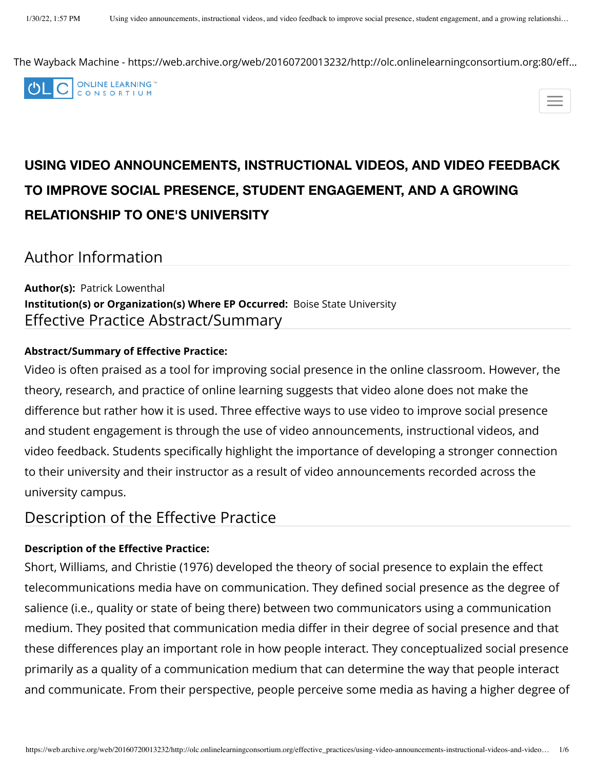The Wayback Machine - https://web.archive.org/web/20160720013232/http://olc.onlinelearningconsortium.org:80/eff...

ONLINE LEARNING CONSORTIUM

# USING VIDEO ANNOUNCEMENTS, INSTRUCTIONAL VIDEOS, AND VIDEO FEEDBACK TO IMPROVE SOCIAL PRESENCE, STUDENT ENGAGEMENT, AND A GROWING RELATIONSHIP TO ONE'S UNIVERSITY

## Author Information

**Author(s):** Patrick Lowenthal
**Institution(s) or Organization(s) Where EP Occurred:** Boise State University

## Effective Practice Abstract/Summary

**Abstract/Summary of Effective Practice:**

Video is often praised as a tool for improving social presence in the online classroom. However, the theory, research, and practice of online learning suggests that video alone does not make the difference but rather how it is used. Three effective ways to use video to improve social presence and student engagement is through the use of video announcements, instructional videos, and video feedback. Students specifically highlight the importance of developing a stronger connection to their university and their instructor as a result of video announcements recorded across the university campus.

## Description of the Effective Practice

**Description of the Effective Practice:**

Short, Williams, and Christie (1976) developed the theory of social presence to explain the effect telecommunications media have on communication. They defined social presence as the degree of salience (i.e., quality or state of being there) between two communicators using a communication medium. They posited that communication media differ in their degree of social presence and that these differences play an important role in how people interact. They conceptualized social presence primarily as a quality of a communication medium that can determine the way that people interact and communicate. From their perspective, people perceive some media as having a higher degree of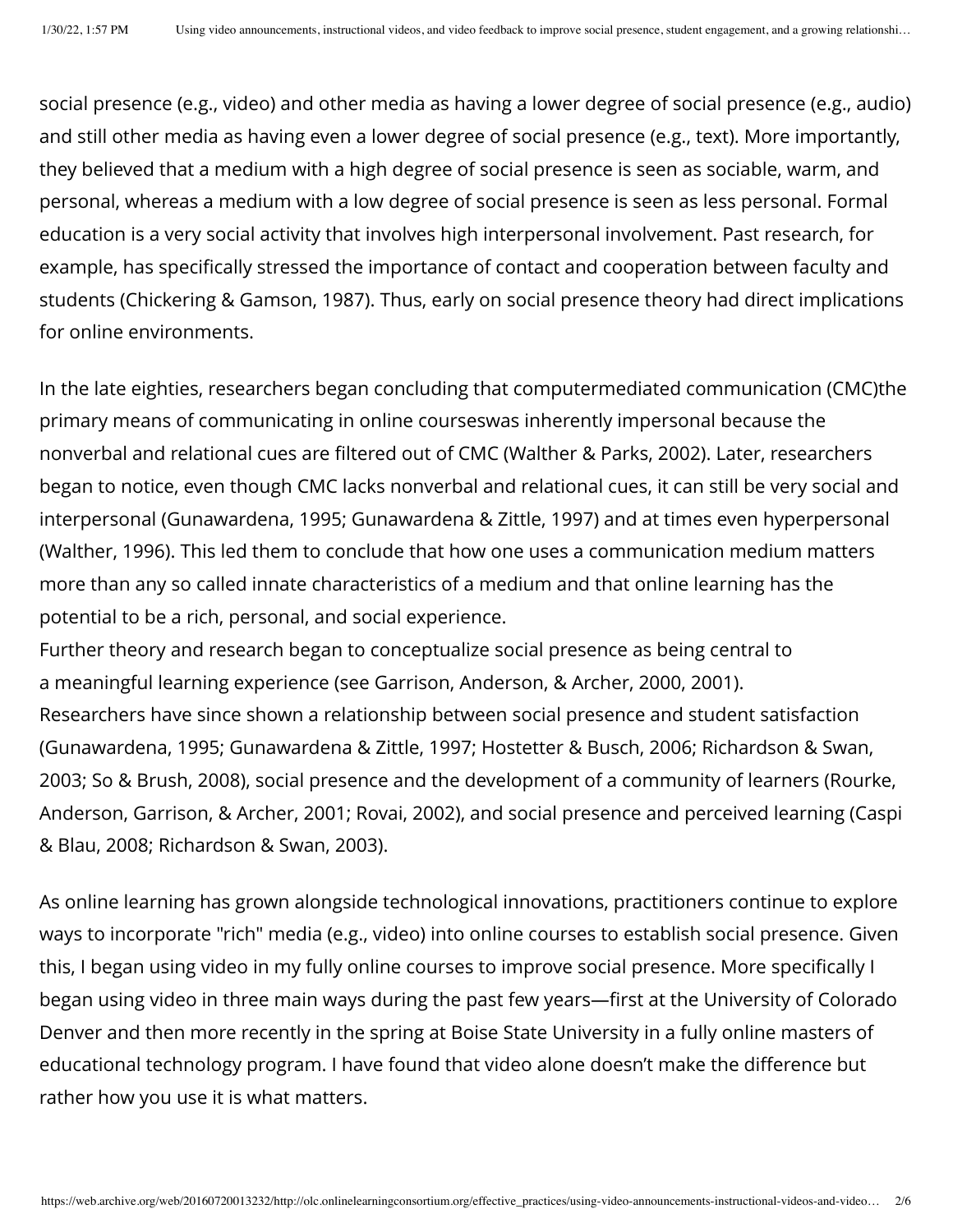social presence (e.g., video) and other media as having a lower degree of social presence (e.g., audio) and still other media as having even a lower degree of social presence (e.g., text). More importantly, they believed that a medium with a high degree of social presence is seen as sociable, warm, and personal, whereas a medium with a low degree of social presence is seen as less personal. Formal education is a very social activity that involves high interpersonal involvement. Past research, for example, has specifically stressed the importance of contact and cooperation between faculty and students (Chickering & Gamson, 1987). Thus, early on social presence theory had direct implications for online environments.

In the late eighties, researchers began concluding that computermediated communication (CMC)the primary means of communicating in online courseswas inherently impersonal because the nonverbal and relational cues are filtered out of CMC (Walther & Parks, 2002). Later, researchers began to notice, even though CMC lacks nonverbal and relational cues, it can still be very social and interpersonal (Gunawardena, 1995; Gunawardena & Zittle, 1997) and at times even hyperpersonal (Walther, 1996). This led them to conclude that how one uses a communication medium matters more than any so called innate characteristics of a medium and that online learning has the potential to be a rich, personal, and social experience.

Further theory and research began to conceptualize social presence as being central to a meaningful learning experience (see Garrison, Anderson, & Archer, 2000, 2001). Researchers have since shown a relationship between social presence and student satisfaction (Gunawardena, 1995; Gunawardena & Zittle, 1997; Hostetter & Busch, 2006; Richardson & Swan, 2003; So & Brush, 2008), social presence and the development of a community of learners (Rourke, Anderson, Garrison, & Archer, 2001; Rovai, 2002), and social presence and perceived learning (Caspi & Blau, 2008; Richardson & Swan, 2003).

As online learning has grown alongside technological innovations, practitioners continue to explore ways to incorporate "rich" media (e.g., video) into online courses to establish social presence. Given this, I began using video in my fully online courses to improve social presence. More specifically I began using video in three main ways during the past few years—first at the University of Colorado Denver and then more recently in the spring at Boise State University in a fully online masters of educational technology program. I have found that video alone doesn't make the difference but rather how you use it is what matters.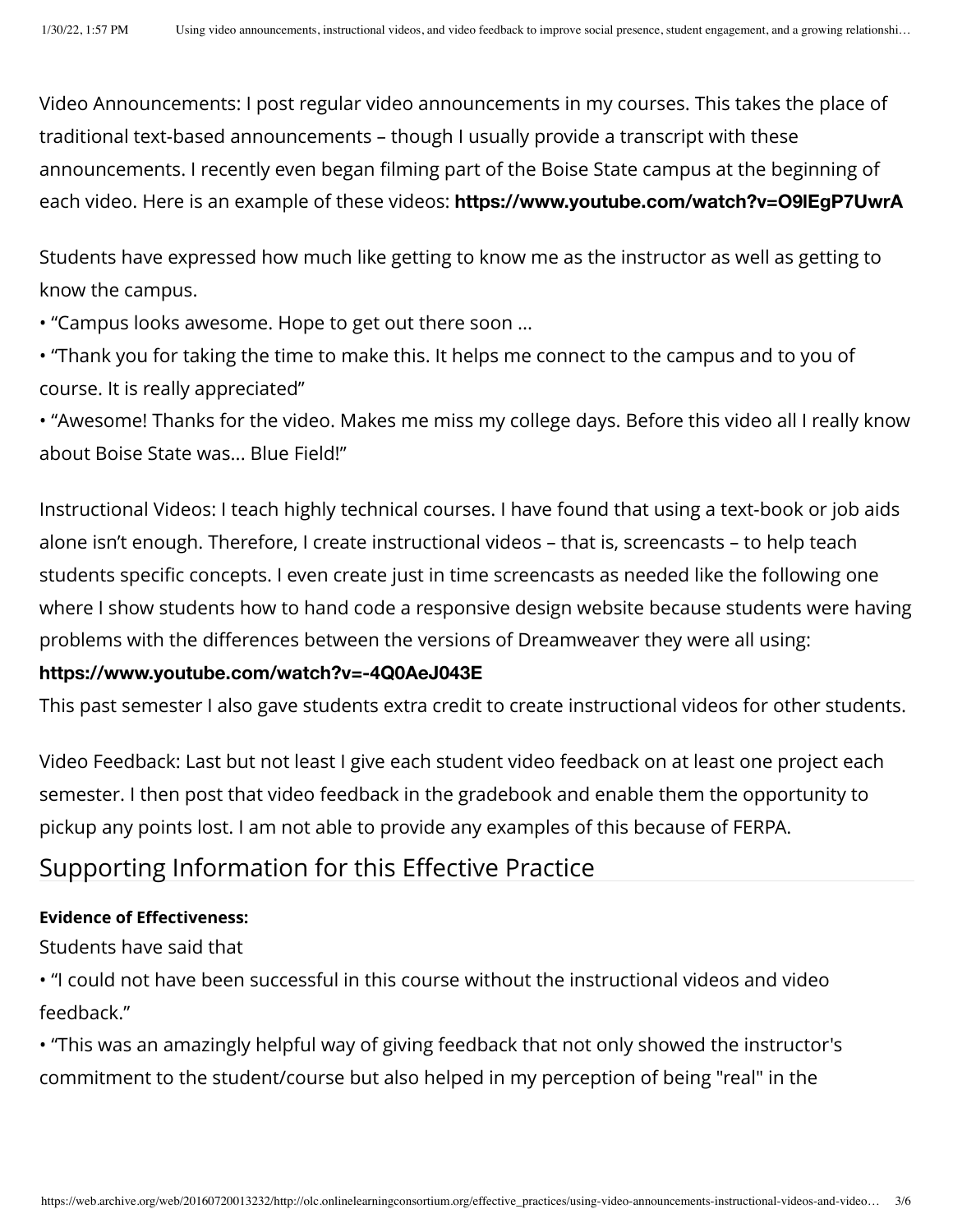Video Announcements: I post regular video announcements in my courses. This takes the place of traditional text-based announcements – though I usually provide a transcript with these announcements. I recently even began filming part of the Boise State campus at the beginning of each video. Here is an example of these videos: **https://www.youtube.com/watch?v=O9IEgP7UwrA**

Students have expressed how much like getting to know me as the instructor as well as getting to know the campus.

• "Campus looks awesome. Hope to get out there soon ...

• "Thank you for taking the time to make this. It helps me connect to the campus and to you of course. It is really appreciated"

• "Awesome! Thanks for the video. Makes me miss my college days. Before this video all I really know about Boise State was... Blue Field!"

Instructional Videos: I teach highly technical courses. I have found that using a text-book or job aids alone isn't enough. Therefore, I create instructional videos – that is, screencasts – to help teach students specific concepts. I even create just in time screencasts as needed like the following one where I show students how to hand code a responsive design website because students were having problems with the differences between the versions of Dreamweaver they were all using:

**https://www.youtube.com/watch?v=-4Q0AeJ043E**

This past semester I also gave students extra credit to create instructional videos for other students.

Video Feedback: Last but not least I give each student video feedback on at least one project each semester. I then post that video feedback in the gradebook and enable them the opportunity to pickup any points lost. I am not able to provide any examples of this because of FERPA.

## Supporting Information for this Effective Practice

**Evidence of Effectiveness:**

Students have said that

• "I could not have been successful in this course without the instructional videos and video feedback."

• "This was an amazingly helpful way of giving feedback that not only showed the instructor's commitment to the student/course but also helped in my perception of being "real" in the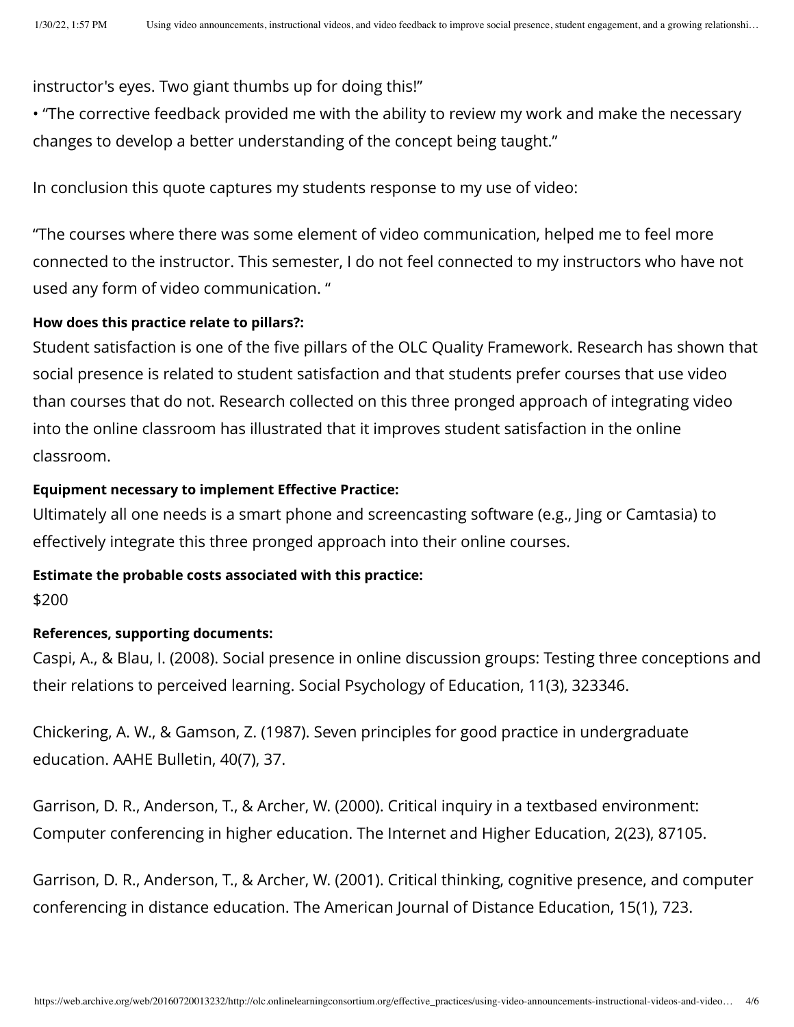instructor's eyes. Two giant thumbs up for doing this!"

- "The corrective feedback provided me with the ability to review my work and make the necessary changes to develop a better understanding of the concept being taught."

In conclusion this quote captures my students response to my use of video:

"The courses where there was some element of video communication, helped me to feel more connected to the instructor. This semester, I do not feel connected to my instructors who have not used any form of video communication. "

**How does this practice relate to pillars?:**

Student satisfaction is one of the five pillars of the OLC Quality Framework. Research has shown that social presence is related to student satisfaction and that students prefer courses that use video than courses that do not. Research collected on this three pronged approach of integrating video into the online classroom has illustrated that it improves student satisfaction in the online classroom.

**Equipment necessary to implement Effective Practice:**

Ultimately all one needs is a smart phone and screencasting software (e.g., Jing or Camtasia) to effectively integrate this three pronged approach into their online courses.

**Estimate the probable costs associated with this practice:**

$200

**References, supporting documents:**

Caspi, A., & Blau, I. (2008). Social presence in online discussion groups: Testing three conceptions and their relations to perceived learning. Social Psychology of Education, 11(3), 323346.

Chickering, A. W., & Gamson, Z. (1987). Seven principles for good practice in undergraduate education. AAHE Bulletin, 40(7), 37.

Garrison, D. R., Anderson, T., & Archer, W. (2000). Critical inquiry in a textbased environment: Computer conferencing in higher education. The Internet and Higher Education, 2(23), 87105.

Garrison, D. R., Anderson, T., & Archer, W. (2001). Critical thinking, cognitive presence, and computer conferencing in distance education. The American Journal of Distance Education, 15(1), 723.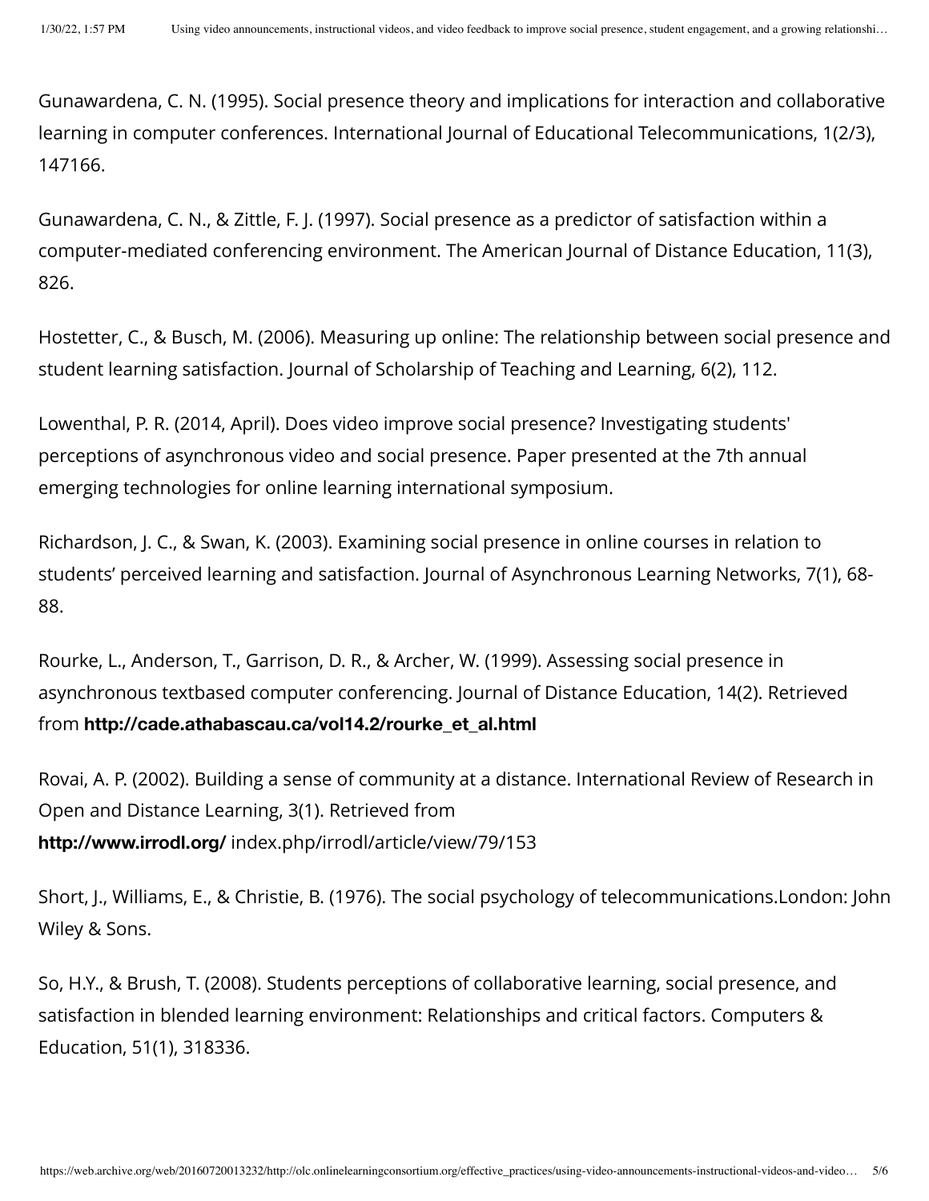Gunawardena, C. N. (1995). Social presence theory and implications for interaction and collaborative learning in computer conferences. International Journal of Educational Telecommunications, 1(2/3), 147166.

Gunawardena, C. N., & Zittle, F. J. (1997). Social presence as a predictor of satisfaction within a computer-mediated conferencing environment. The American Journal of Distance Education, 11(3), 826.

Hostetter, C., & Busch, M. (2006). Measuring up online: The relationship between social presence and student learning satisfaction. Journal of Scholarship of Teaching and Learning, 6(2), 112.

Lowenthal, P. R. (2014, April). Does video improve social presence? Investigating students' perceptions of asynchronous video and social presence. Paper presented at the 7th annual emerging technologies for online learning international symposium.

Richardson, J. C., & Swan, K. (2003). Examining social presence in online courses in relation to students' perceived learning and satisfaction. Journal of Asynchronous Learning Networks, 7(1), 68-88.

Rourke, L., Anderson, T., Garrison, D. R., & Archer, W. (1999). Assessing social presence in asynchronous textbased computer conferencing. Journal of Distance Education, 14(2). Retrieved from **http://cade.athabascau.ca/vol14.2/rourke_et_al.html**

Rovai, A. P. (2002). Building a sense of community at a distance. International Review of Research in Open and Distance Learning, 3(1). Retrieved from **http://www.irrodl.org/** index.php/irrodl/article/view/79/153

Short, J., Williams, E., & Christie, B. (1976). The social psychology of telecommunications.London: John Wiley & Sons.

So, H.Y., & Brush, T. (2008). Students perceptions of collaborative learning, social presence, and satisfaction in blended learning environment: Relationships and critical factors. Computers & Education, 51(1), 318336.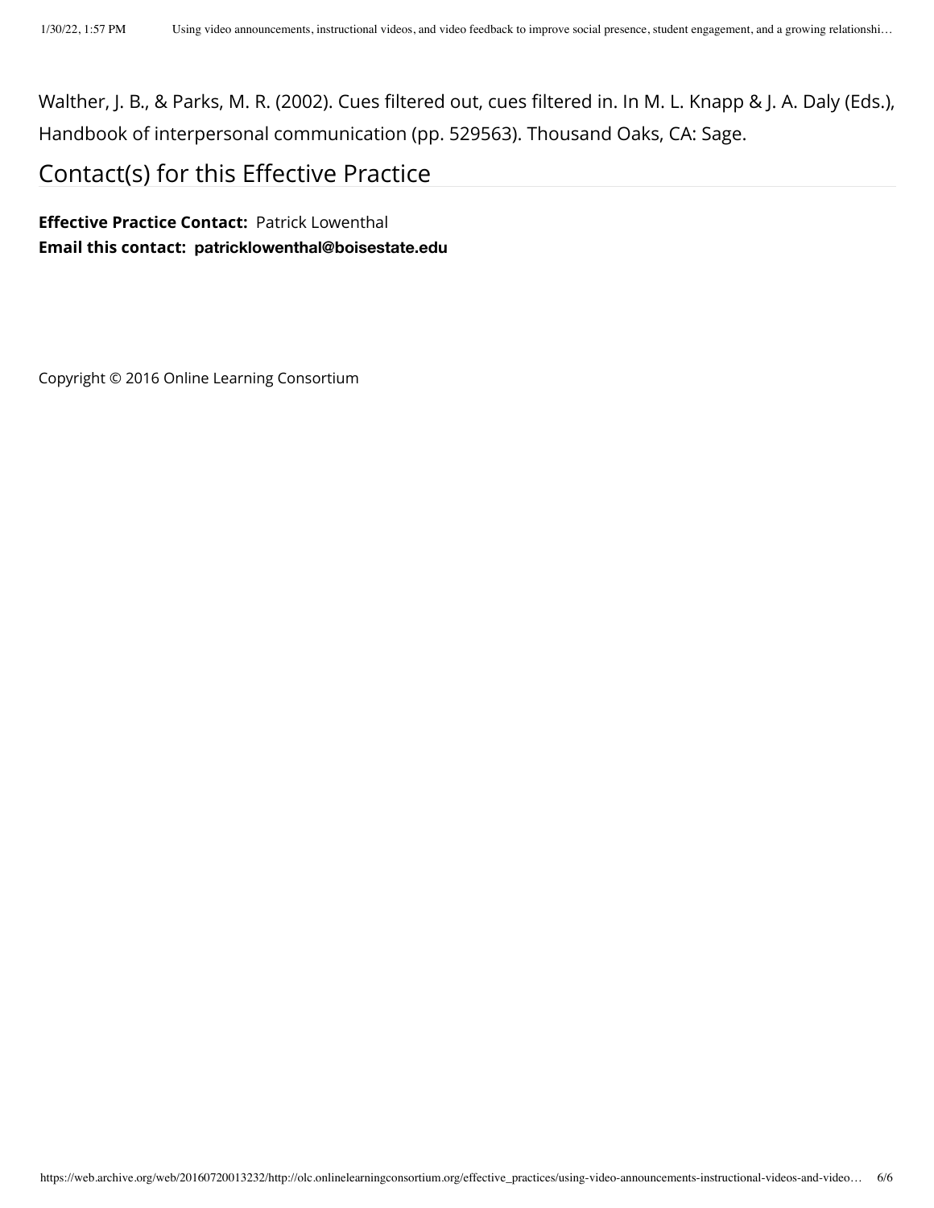Walther, J. B., & Parks, M. R. (2002). Cues filtered out, cues filtered in. In M. L. Knapp & J. A. Daly (Eds.), Handbook of interpersonal communication (pp. 529563). Thousand Oaks, CA: Sage.

## Contact(s) for this Effective Practice

**Effective Practice Contact:** Patrick Lowenthal
**Email this contact:** **patricklowenthal@boisestate.edu**

Copyright © 2016 Online Learning Consortium